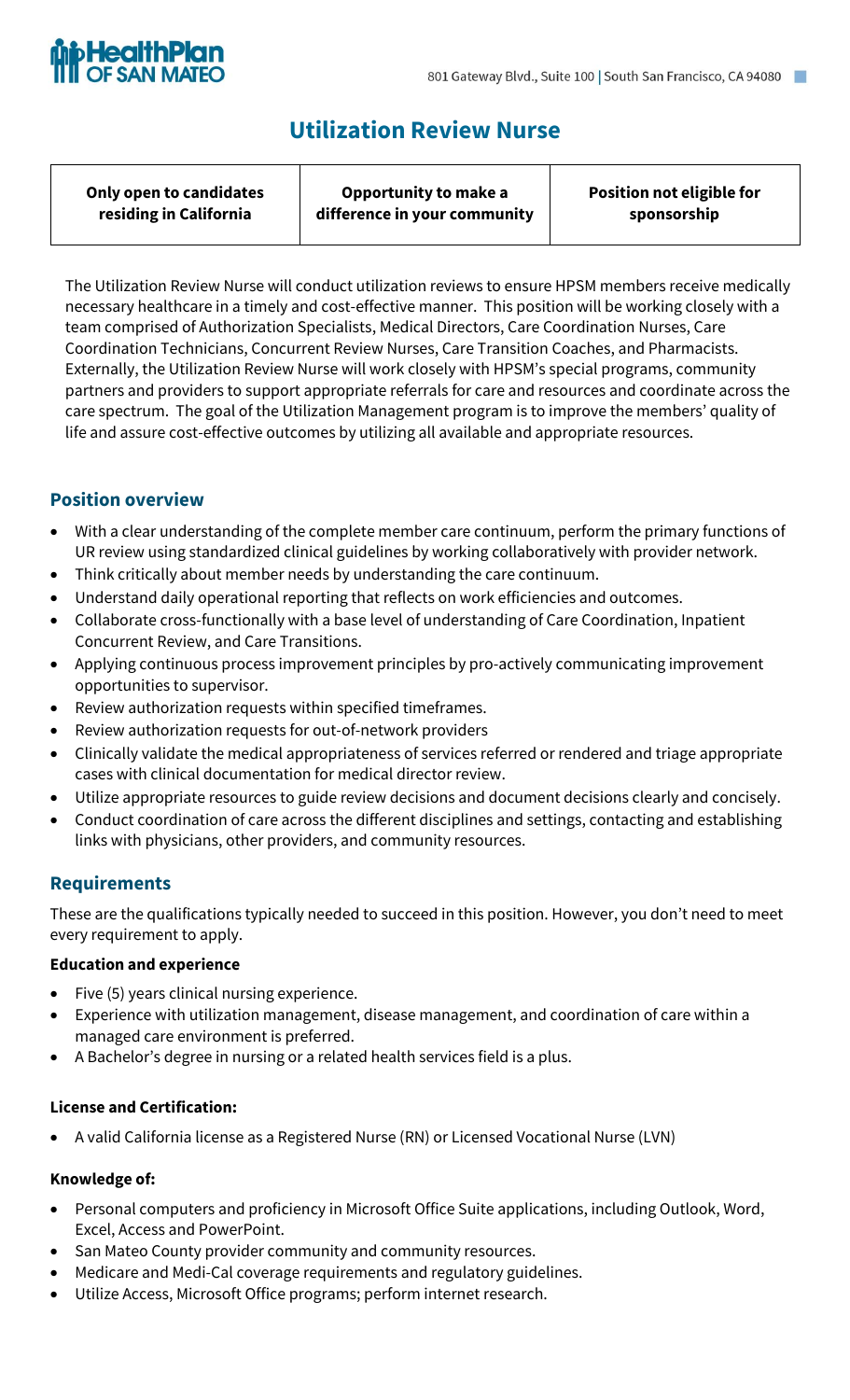HealthPlan OF SAN MATEO

801 Gateway Blvd., Suite 100 | South San Francisco, CA 94080

# Utilization Review Nurse

| Only open to candidates residing in California | Opportunity to make a difference in your community | Position not eligible for sponsorship |
|---|---|---|

The Utilization Review Nurse will conduct utilization reviews to ensure HPSM members receive medically necessary healthcare in a timely and cost-effective manner. This position will be working closely with a team comprised of Authorization Specialists, Medical Directors, Care Coordination Nurses, Care Coordination Technicians, Concurrent Review Nurses, Care Transition Coaches, and Pharmacists. Externally, the Utilization Review Nurse will work closely with HPSM's special programs, community partners and providers to support appropriate referrals for care and resources and coordinate across the care spectrum. The goal of the Utilization Management program is to improve the members' quality of life and assure cost-effective outcomes by utilizing all available and appropriate resources.

## Position overview

- With a clear understanding of the complete member care continuum, perform the primary functions of UR review using standardized clinical guidelines by working collaboratively with provider network.
- Think critically about member needs by understanding the care continuum.
- Understand daily operational reporting that reflects on work efficiencies and outcomes.
- Collaborate cross-functionally with a base level of understanding of Care Coordination, Inpatient Concurrent Review, and Care Transitions.
- Applying continuous process improvement principles by pro-actively communicating improvement opportunities to supervisor.
- Review authorization requests within specified timeframes.
- Review authorization requests for out-of-network providers
- Clinically validate the medical appropriateness of services referred or rendered and triage appropriate cases with clinical documentation for medical director review.
- Utilize appropriate resources to guide review decisions and document decisions clearly and concisely.
- Conduct coordination of care across the different disciplines and settings, contacting and establishing links with physicians, other providers, and community resources.

## Requirements

These are the qualifications typically needed to succeed in this position. However, you don't need to meet every requirement to apply.

### Education and experience

- Five (5) years clinical nursing experience.
- Experience with utilization management, disease management, and coordination of care within a managed care environment is preferred.
- A Bachelor's degree in nursing or a related health services field is a plus.

### License and Certification:

- A valid California license as a Registered Nurse (RN) or Licensed Vocational Nurse (LVN)

### Knowledge of:

- Personal computers and proficiency in Microsoft Office Suite applications, including Outlook, Word, Excel, Access and PowerPoint.
- San Mateo County provider community and community resources.
- Medicare and Medi-Cal coverage requirements and regulatory guidelines.
- Utilize Access, Microsoft Office programs; perform internet research.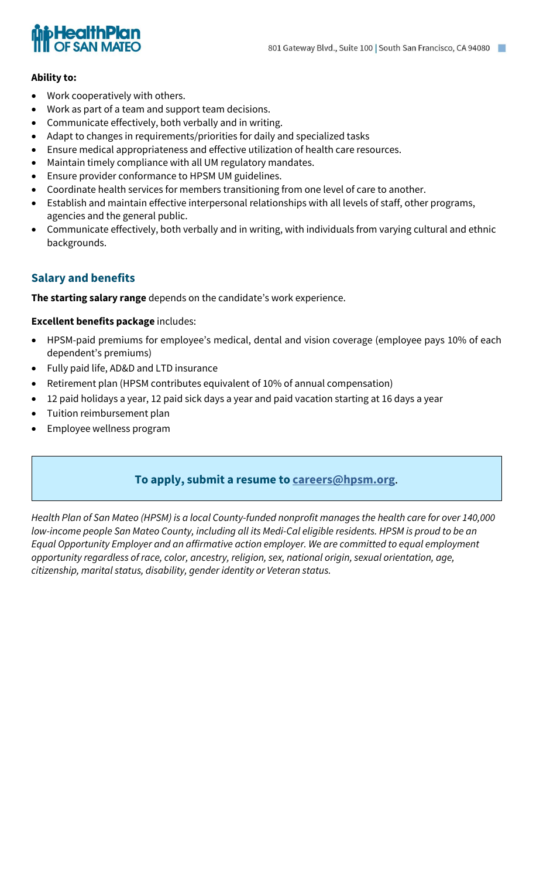**Ability to:**

- Work cooperatively with others.
- Work as part of a team and support team decisions.
- Communicate effectively, both verbally and in writing.
- Adapt to changes in requirements/priorities for daily and specialized tasks
- Ensure medical appropriateness and effective utilization of health care resources.
- Maintain timely compliance with all UM regulatory mandates.
- Ensure provider conformance to HPSM UM guidelines.
- Coordinate health services for members transitioning from one level of care to another.
- Establish and maintain effective interpersonal relationships with all levels of staff, other programs, agencies and the general public.
- Communicate effectively, both verbally and in writing, with individuals from varying cultural and ethnic backgrounds.

## Salary and benefits

**The starting salary range** depends on the candidate's work experience.

**Excellent benefits package** includes:

- HPSM-paid premiums for employee's medical, dental and vision coverage (employee pays 10% of each dependent's premiums)
- Fully paid life, AD&D and LTD insurance
- Retirement plan (HPSM contributes equivalent of 10% of annual compensation)
- 12 paid holidays a year, 12 paid sick days a year and paid vacation starting at 16 days a year
- Tuition reimbursement plan
- Employee wellness program

**To apply, submit a resume to careers@hpsm.org.**

*Health Plan of San Mateo (HPSM) is a local County-funded nonprofit manages the health care for over 140,000 low-income people San Mateo County, including all its Medi-Cal eligible residents. HPSM is proud to be an Equal Opportunity Employer and an affirmative action employer. We are committed to equal employment opportunity regardless of race, color, ancestry, religion, sex, national origin, sexual orientation, age, citizenship, marital status, disability, gender identity or Veteran status.*